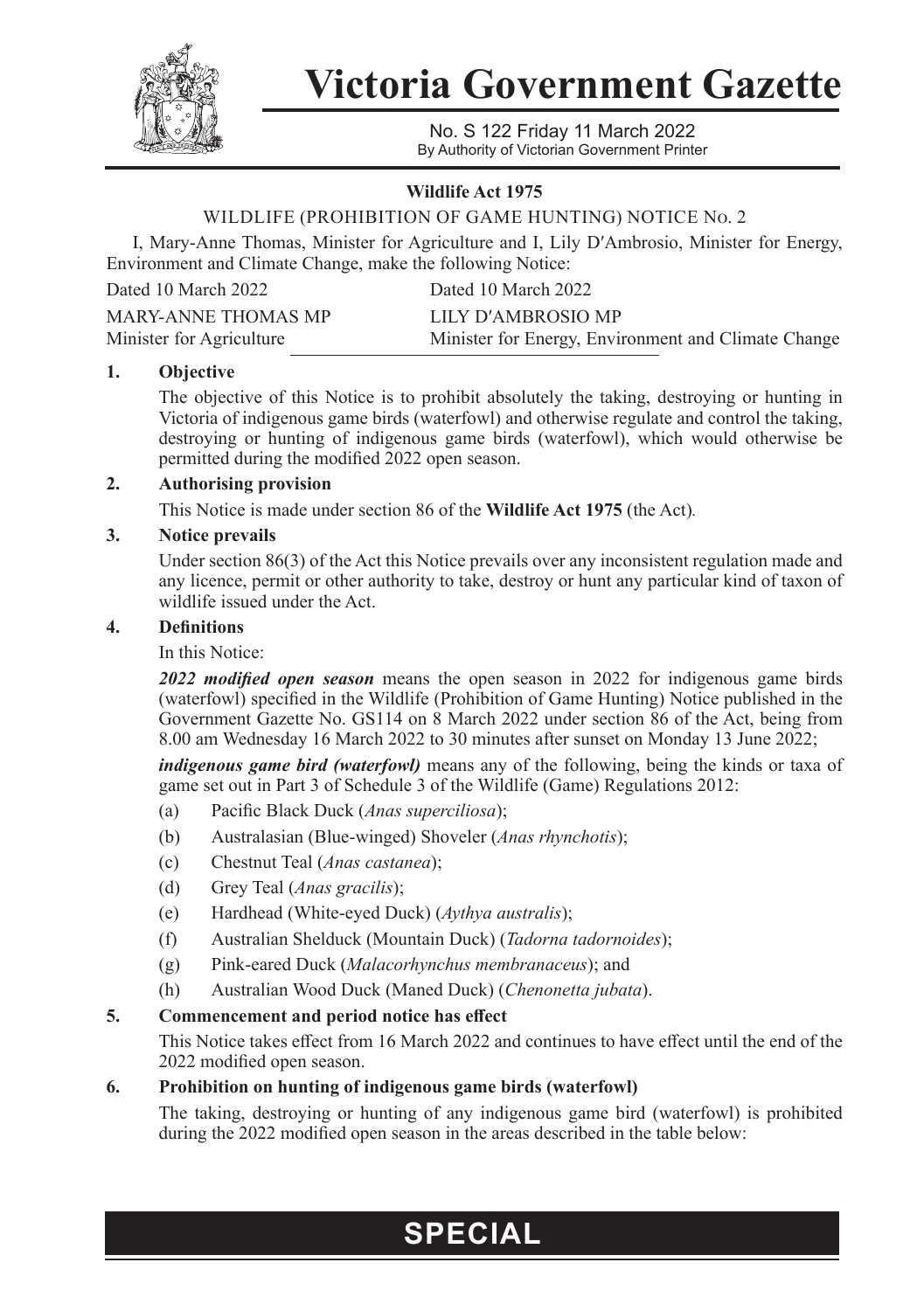# Victoria Government Gazette

No. S 122 Friday 11 March 2022
By Authority of Victorian Government Printer

**Wildlife Act 1975**

WILDLIFE (PROHIBITION OF GAME HUNTING) NOTICE No. 2

I, Mary-Anne Thomas, Minister for Agriculture and I, Lily D′Ambrosio, Minister for Energy, Environment and Climate Change, make the following Notice:

| Dated 10 March 2022 | Dated 10 March 2022 |
| --- | --- |
| MARY-ANNE THOMAS MP | LILY D′AMBROSIO MP |
| Minister for Agriculture | Minister for Energy, Environment and Climate Change |

**1. Objective**

The objective of this Notice is to prohibit absolutely the taking, destroying or hunting in Victoria of indigenous game birds (waterfowl) and otherwise regulate and control the taking, destroying or hunting of indigenous game birds (waterfowl), which would otherwise be permitted during the modified 2022 open season.

**2. Authorising provision**

This Notice is made under section 86 of the **Wildlife Act 1975** (the Act).

**3. Notice prevails**

Under section 86(3) of the Act this Notice prevails over any inconsistent regulation made and any licence, permit or other authority to take, destroy or hunt any particular kind of taxon of wildlife issued under the Act.

**4. Definitions**

In this Notice:

***2022 modified open season*** means the open season in 2022 for indigenous game birds (waterfowl) specified in the Wildlife (Prohibition of Game Hunting) Notice published in the Government Gazette No. GS114 on 8 March 2022 under section 86 of the Act, being from 8.00 am Wednesday 16 March 2022 to 30 minutes after sunset on Monday 13 June 2022;

***indigenous game bird (waterfowl)*** means any of the following, being the kinds or taxa of game set out in Part 3 of Schedule 3 of the Wildlife (Game) Regulations 2012:

(a) Pacific Black Duck (*Anas superciliosa*);

(b) Australasian (Blue-winged) Shoveler (*Anas rhynchotis*);

(c) Chestnut Teal (*Anas castanea*);

(d) Grey Teal (*Anas gracilis*);

(e) Hardhead (White-eyed Duck) (*Aythya australis*);

(f) Australian Shelduck (Mountain Duck) (*Tadorna tadornoides*);

(g) Pink-eared Duck (*Malacorhynchus membranaceus*); and

(h) Australian Wood Duck (Maned Duck) (*Chenonetta jubata*).

**5. Commencement and period notice has effect**

This Notice takes effect from 16 March 2022 and continues to have effect until the end of the 2022 modified open season.

**6. Prohibition on hunting of indigenous game birds (waterfowl)**

The taking, destroying or hunting of any indigenous game bird (waterfowl) is prohibited during the 2022 modified open season in the areas described in the table below:

**SPECIAL**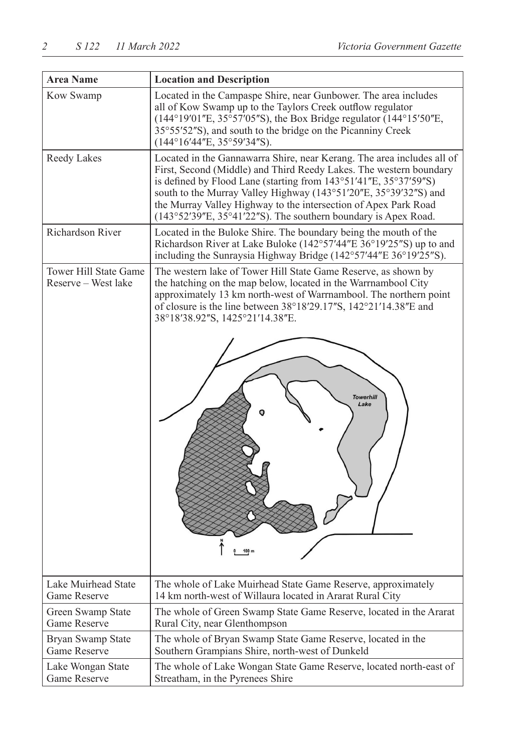| Area Name | Location and Description |
| --- | --- |
| Kow Swamp | Located in the Campaspe Shire, near Gunbower. The area includes all of Kow Swamp up to the Taylors Creek outflow regulator (144°19′01″E, 35°57′05″S), the Box Bridge regulator (144°15′50″E, 35°55′52″S), and south to the bridge on the Picanniny Creek (144°16′44″E, 35°59′34″S). |
| Reedy Lakes | Located in the Gannawarra Shire, near Kerang. The area includes all of First, Second (Middle) and Third Reedy Lakes. The western boundary is defined by Flood Lane (starting from 143°51′41″E, 35°37′59″S) south to the Murray Valley Highway (143°51′20″E, 35°39′32″S) and the Murray Valley Highway to the intersection of Apex Park Road (143°52′39″E, 35°41′22″S). The southern boundary is Apex Road. |
| Richardson River | Located in the Buloke Shire. The boundary being the mouth of the Richardson River at Lake Buloke (142°57′44″E 36°19′25″S) up to and including the Sunraysia Highway Bridge (142°57′44″E 36°19′25″S). |
| Tower Hill State Game Reserve – West lake | The western lake of Tower Hill State Game Reserve, as shown by the hatching on the map below, located in the Warrnambool City approximately 13 km north-west of Warrnambool. The northern point of closure is the line between 38°18′29.17″S, 142°21′14.38″E and 38°18′38.92″S, 1425°21′14.38″E. |
| Lake Muirhead State Game Reserve | The whole of Lake Muirhead State Game Reserve, approximately 14 km north-west of Willaura located in Ararat Rural City |
| Green Swamp State Game Reserve | The whole of Green Swamp State Game Reserve, located in the Ararat Rural City, near Glenthompson |
| Bryan Swamp State Game Reserve | The whole of Bryan Swamp State Game Reserve, located in the Southern Grampians Shire, north-west of Dunkeld |
| Lake Wongan State Game Reserve | The whole of Lake Wongan State Game Reserve, located north-east of Streatham, in the Pyrenees Shire |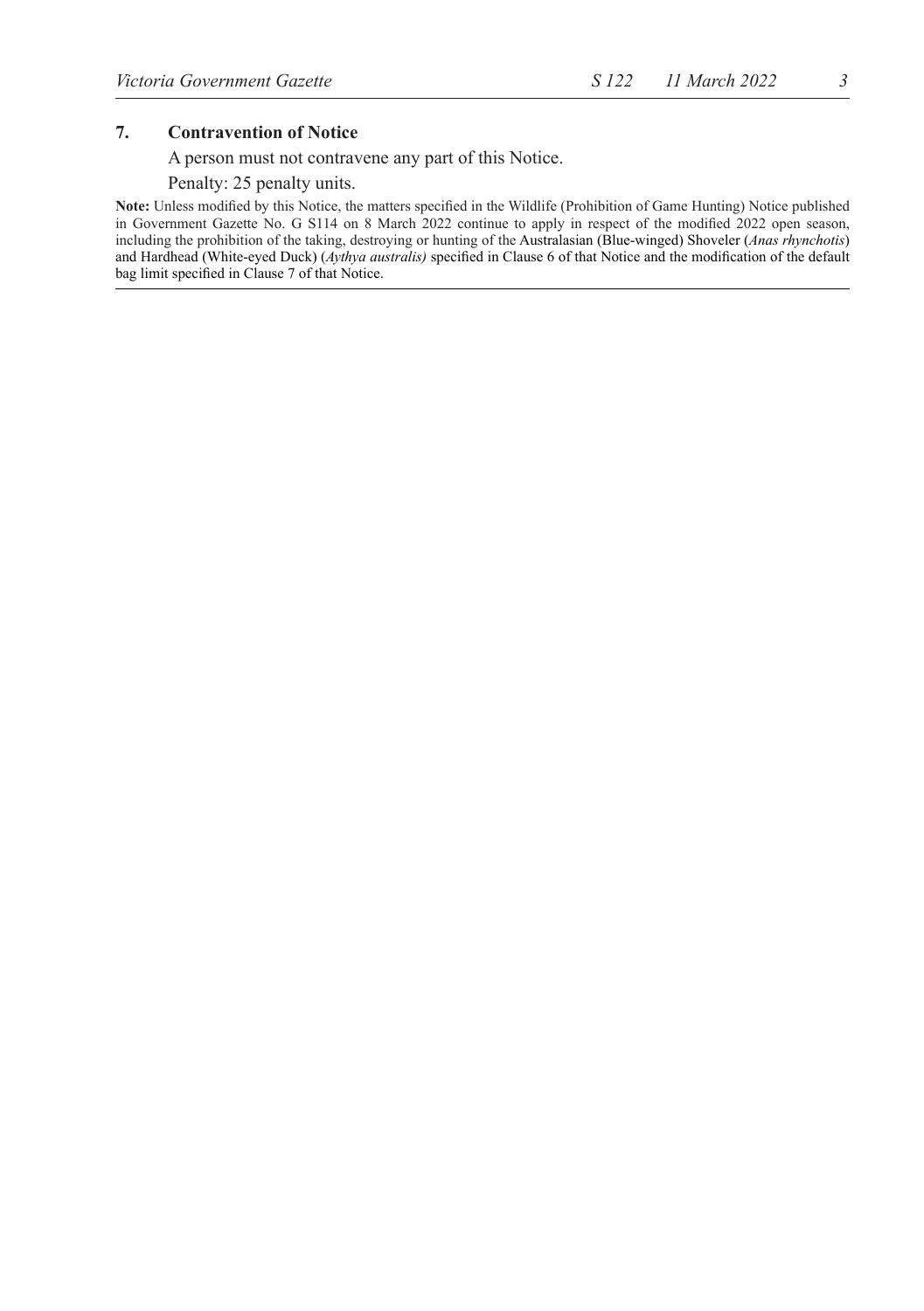## 7. Contravention of Notice

A person must not contravene any part of this Notice.

Penalty: 25 penalty units.

**Note:** Unless modified by this Notice, the matters specified in the Wildlife (Prohibition of Game Hunting) Notice published in Government Gazette No. G S114 on 8 March 2022 continue to apply in respect of the modified 2022 open season, including the prohibition of the taking, destroying or hunting of the Australasian (Blue-winged) Shoveler (*Anas rhynchotis*) and Hardhead (White-eyed Duck) (*Aythya australis)* specified in Clause 6 of that Notice and the modification of the default bag limit specified in Clause 7 of that Notice.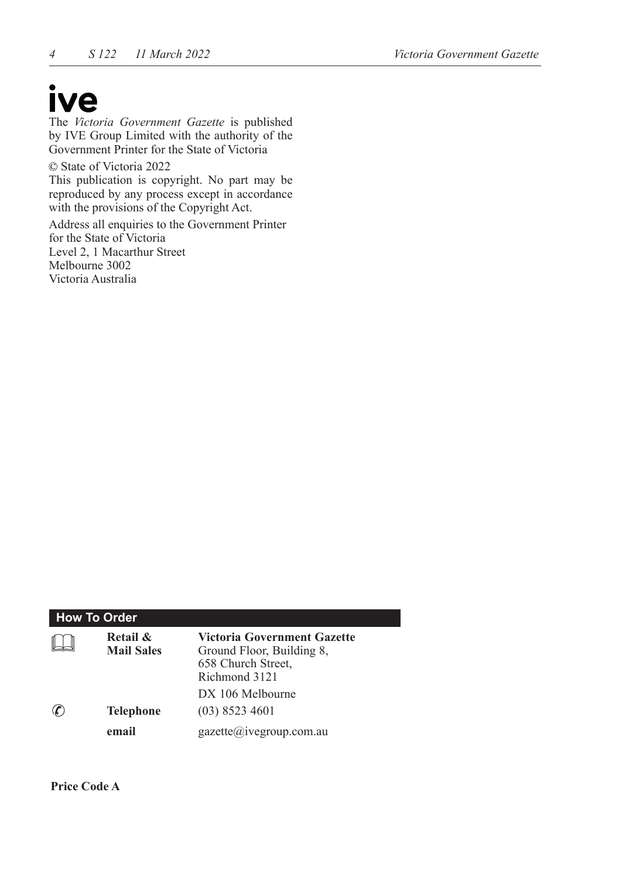ive

The *Victoria Government Gazette* is published by IVE Group Limited with the authority of the Government Printer for the State of Victoria

© State of Victoria 2022

This publication is copyright. No part may be reproduced by any process except in accordance with the provisions of the Copyright Act.

Address all enquiries to the Government Printer for the State of Victoria
Level 2, 1 Macarthur Street
Melbourne 3002
Victoria Australia

## How To Order

| | | |
|---|---|---|
| **Retail & Mail Sales** | **Victoria Government Gazette** Ground Floor, Building 8, 658 Church Street, Richmond 3121 DX 106 Melbourne |
| **Telephone** | (03) 8523 4601 |
| **email** | gazette@ivegroup.com.au |

**Price Code A**